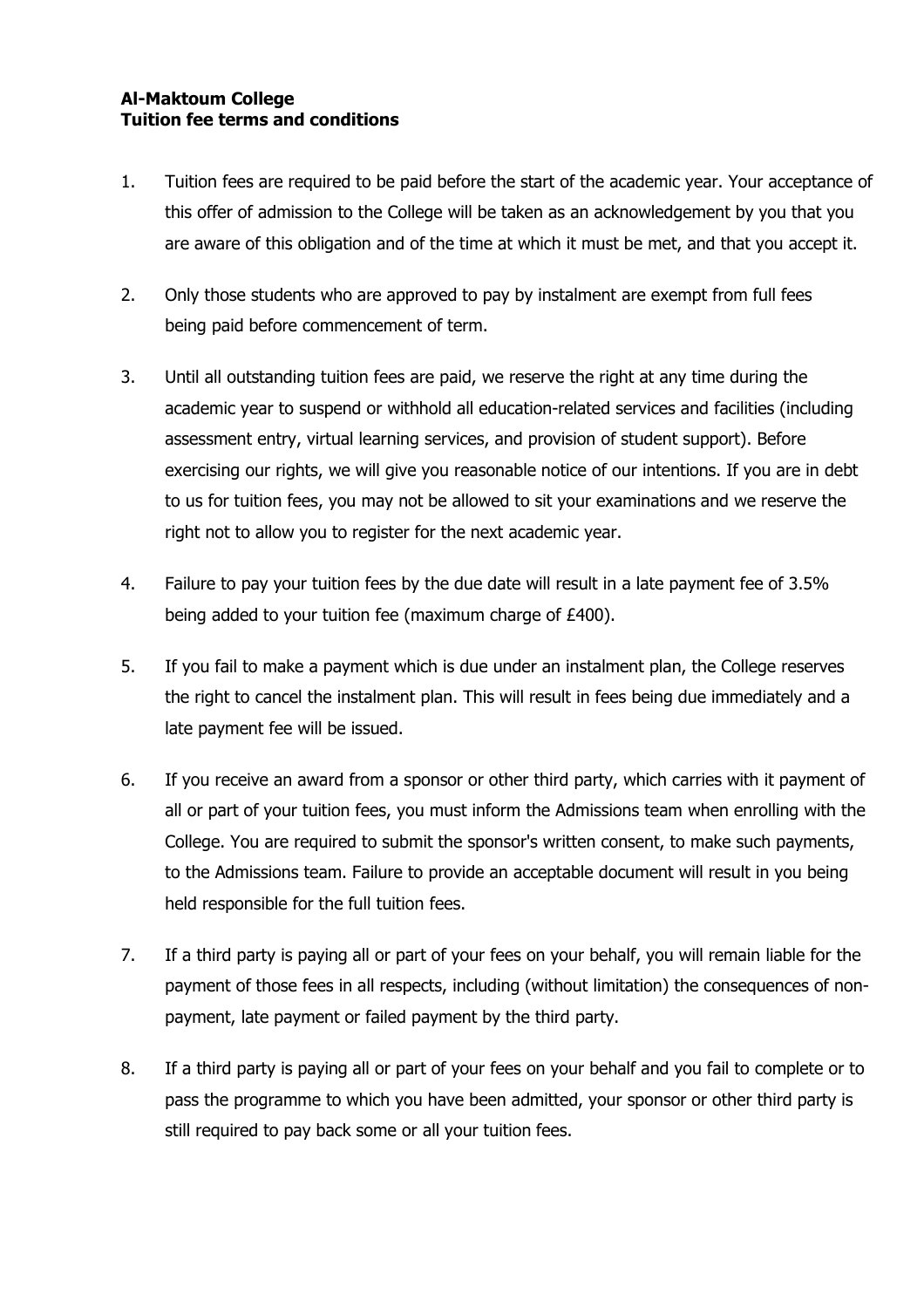**Al-Maktoum College**
**Tuition fee terms and conditions**

1. Tuition fees are required to be paid before the start of the academic year. Your acceptance of this offer of admission to the College will be taken as an acknowledgement by you that you are aware of this obligation and of the time at which it must be met, and that you accept it.

2. Only those students who are approved to pay by instalment are exempt from full fees being paid before commencement of term.

3. Until all outstanding tuition fees are paid, we reserve the right at any time during the academic year to suspend or withhold all education-related services and facilities (including assessment entry, virtual learning services, and provision of student support). Before exercising our rights, we will give you reasonable notice of our intentions. If you are in debt to us for tuition fees, you may not be allowed to sit your examinations and we reserve the right not to allow you to register for the next academic year.

4. Failure to pay your tuition fees by the due date will result in a late payment fee of 3.5% being added to your tuition fee (maximum charge of £400).

5. If you fail to make a payment which is due under an instalment plan, the College reserves the right to cancel the instalment plan. This will result in fees being due immediately and a late payment fee will be issued.

6. If you receive an award from a sponsor or other third party, which carries with it payment of all or part of your tuition fees, you must inform the Admissions team when enrolling with the College. You are required to submit the sponsor's written consent, to make such payments, to the Admissions team. Failure to provide an acceptable document will result in you being held responsible for the full tuition fees.

7. If a third party is paying all or part of your fees on your behalf, you will remain liable for the payment of those fees in all respects, including (without limitation) the consequences of non-payment, late payment or failed payment by the third party.

8. If a third party is paying all or part of your fees on your behalf and you fail to complete or to pass the programme to which you have been admitted, your sponsor or other third party is still required to pay back some or all your tuition fees.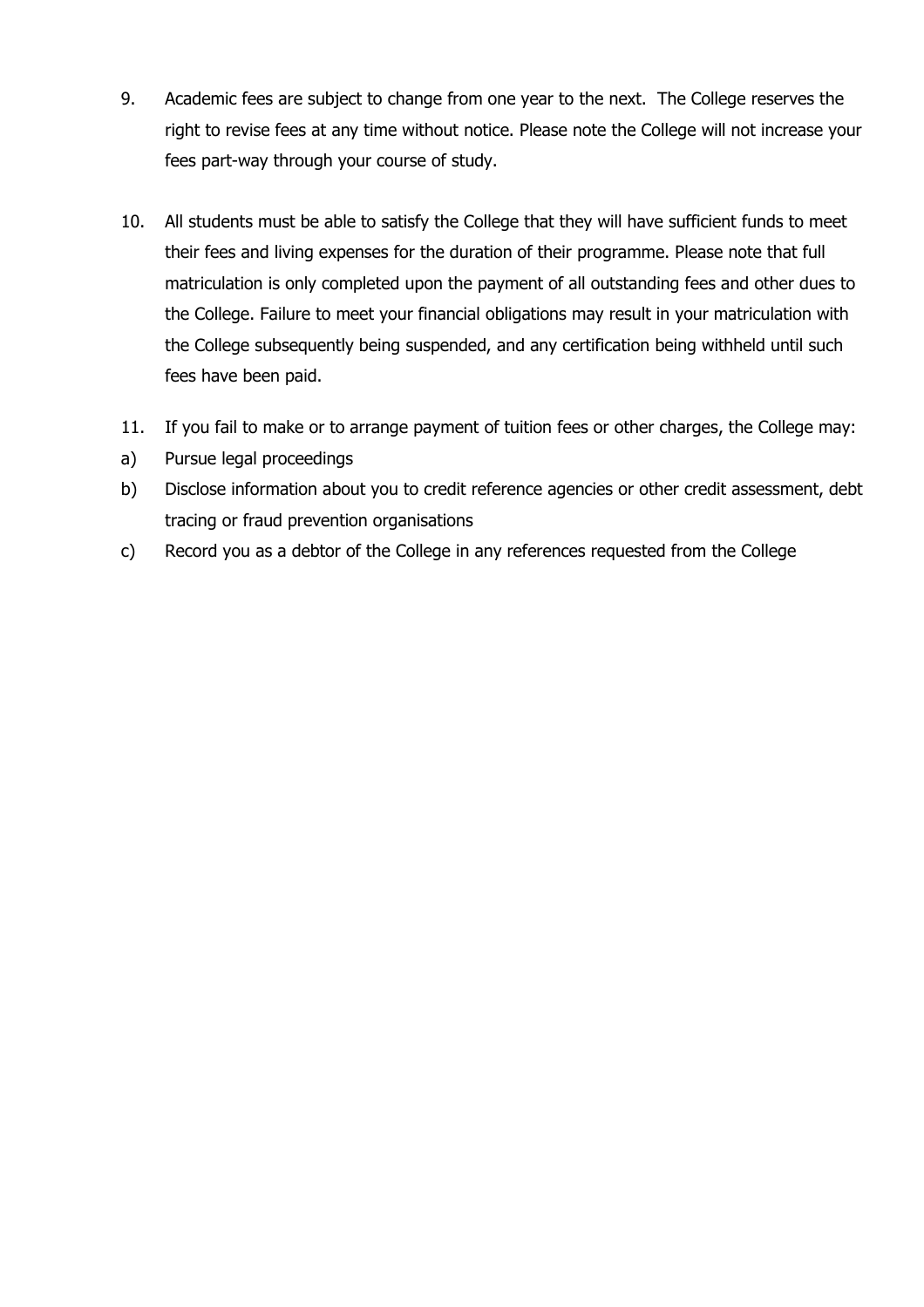9. Academic fees are subject to change from one year to the next. The College reserves the right to revise fees at any time without notice. Please note the College will not increase your fees part-way through your course of study.

10. All students must be able to satisfy the College that they will have sufficient funds to meet their fees and living expenses for the duration of their programme. Please note that full matriculation is only completed upon the payment of all outstanding fees and other dues to the College. Failure to meet your financial obligations may result in your matriculation with the College subsequently being suspended, and any certification being withheld until such fees have been paid.

11. If you fail to make or to arrange payment of tuition fees or other charges, the College may:

a) Pursue legal proceedings

b) Disclose information about you to credit reference agencies or other credit assessment, debt tracing or fraud prevention organisations

c) Record you as a debtor of the College in any references requested from the College